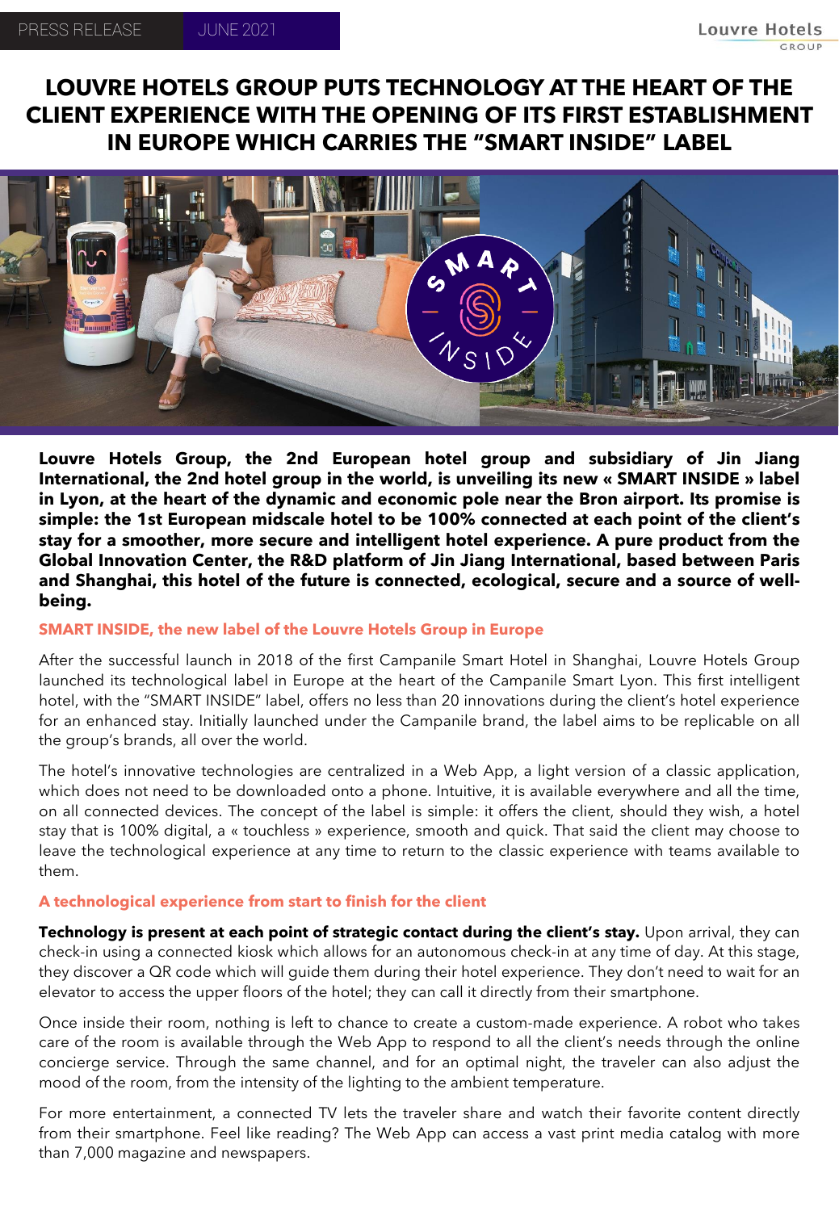PRESS RELEASE JUNE 2021

# LOUVRE HOTELS GROUP PUTS TECHNOLOGY AT THE HEART OF THE CLIENT EXPERIENCE WITH THE OPENING OF ITS FIRST ESTABLISHMENT IN EUROPE WHICH CARRIES THE "SMART INSIDE" LABEL

**Louvre Hotels Group, the 2nd European hotel group and subsidiary of Jin Jiang International, the 2nd hotel group in the world, is unveiling its new « SMART INSIDE » label in Lyon, at the heart of the dynamic and economic pole near the Bron airport. Its promise is simple: the 1st European midscale hotel to be 100% connected at each point of the client's stay for a smoother, more secure and intelligent hotel experience. A pure product from the Global Innovation Center, the R&D platform of Jin Jiang International, based between Paris and Shanghai, this hotel of the future is connected, ecological, secure and a source of well-being.**

## SMART INSIDE, the new label of the Louvre Hotels Group in Europe

After the successful launch in 2018 of the first Campanile Smart Hotel in Shanghai, Louvre Hotels Group launched its technological label in Europe at the heart of the Campanile Smart Lyon. This first intelligent hotel, with the "SMART INSIDE" label, offers no less than 20 innovations during the client's hotel experience for an enhanced stay. Initially launched under the Campanile brand, the label aims to be replicable on all the group's brands, all over the world.

The hotel's innovative technologies are centralized in a Web App, a light version of a classic application, which does not need to be downloaded onto a phone. Intuitive, it is available everywhere and all the time, on all connected devices. The concept of the label is simple: it offers the client, should they wish, a hotel stay that is 100% digital, a « touchless » experience, smooth and quick. That said the client may choose to leave the technological experience at any time to return to the classic experience with teams available to them.

## A technological experience from start to finish for the client

**Technology is present at each point of strategic contact during the client's stay.** Upon arrival, they can check-in using a connected kiosk which allows for an autonomous check-in at any time of day. At this stage, they discover a QR code which will guide them during their hotel experience. They don't need to wait for an elevator to access the upper floors of the hotel; they can call it directly from their smartphone.

Once inside their room, nothing is left to chance to create a custom-made experience. A robot who takes care of the room is available through the Web App to respond to all the client's needs through the online concierge service. Through the same channel, and for an optimal night, the traveler can also adjust the mood of the room, from the intensity of the lighting to the ambient temperature.

For more entertainment, a connected TV lets the traveler share and watch their favorite content directly from their smartphone. Feel like reading? The Web App can access a vast print media catalog with more than 7,000 magazine and newspapers.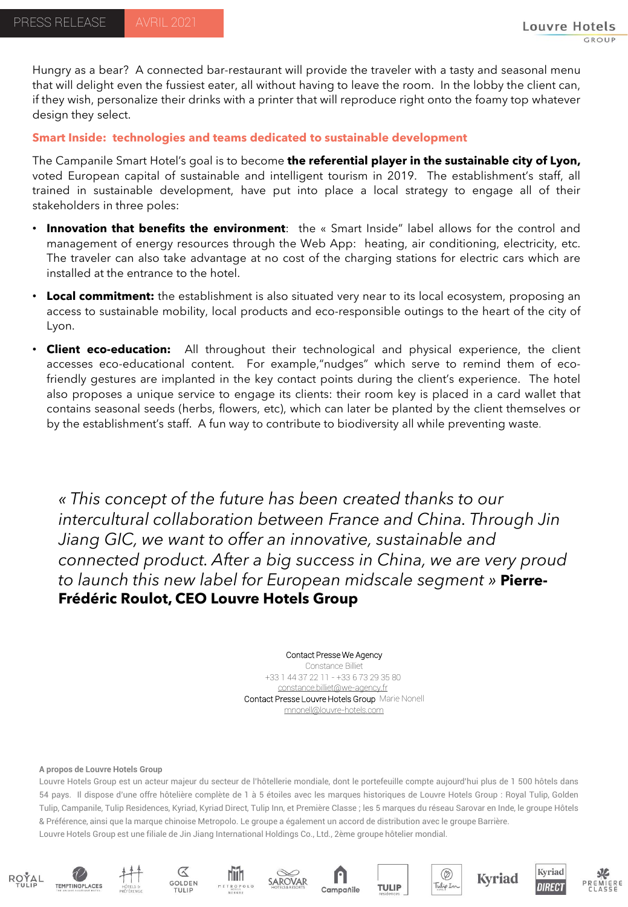Hungry as a bear? A connected bar-restaurant will provide the traveler with a tasty and seasonal menu that will delight even the fussiest eater, all without having to leave the room. In the lobby the client can, if they wish, personalize their drinks with a printer that will reproduce right onto the foamy top whatever design they select.

## Smart Inside: technologies and teams dedicated to sustainable development

The Campanile Smart Hotel's goal is to become **the referential player in the sustainable city of Lyon,** voted European capital of sustainable and intelligent tourism in 2019. The establishment's staff, all trained in sustainable development, have put into place a local strategy to engage all of their stakeholders in three poles:

- **Innovation that benefits the environment**: the « Smart Inside" label allows for the control and management of energy resources through the Web App: heating, air conditioning, electricity, etc. The traveler can also take advantage at no cost of the charging stations for electric cars which are installed at the entrance to the hotel.
- **Local commitment:** the establishment is also situated very near to its local ecosystem, proposing an access to sustainable mobility, local products and eco-responsible outings to the heart of the city of Lyon.
- **Client eco-education:** All throughout their technological and physical experience, the client accesses eco-educational content. For example,"nudges" which serve to remind them of eco-friendly gestures are implanted in the key contact points during the client's experience. The hotel also proposes a unique service to engage its clients: their room key is placed in a card wallet that contains seasonal seeds (herbs, flowers, etc), which can later be planted by the client themselves or by the establishment's staff. A fun way to contribute to biodiversity all while preventing waste.

*« This concept of the future has been created thanks to our intercultural collaboration between France and China. Through Jin Jiang GIC, we want to offer an innovative, sustainable and connected product. After a big success in China, we are very proud to launch this new label for European midscale segment »* **Pierre-Frédéric Roulot, CEO Louvre Hotels Group**

Contact Presse We Agency
Constance Billiet
+33 1 44 37 22 11 - +33 6 73 29 35 80
constance.billiet@we-agency.fr
Contact Presse Louvre Hotels Group Marie Nonell
mnonell@louvre-hotels.com

**A propos de Louvre Hotels Group**

Louvre Hotels Group est un acteur majeur du secteur de l'hôtellerie mondiale, dont le portefeuille compte aujourd'hui plus de 1 500 hôtels dans 54 pays. Il dispose d'une offre hôtelière complète de 1 à 5 étoiles avec les marques historiques de Louvre Hotels Group : Royal Tulip, Golden Tulip, Campanile, Tulip Residences, Kyriad, Kyriad Direct, Tulip Inn, et Première Classe ; les 5 marques du réseau Sarovar en Inde, le groupe Hôtels & Préférence, ainsi que la marque chinoise Metropolo. Le groupe a également un accord de distribution avec le groupe Barrière.
Louvre Hotels Group est une filiale de Jin Jiang International Holdings Co., Ltd., 2ème groupe hôtelier mondial.